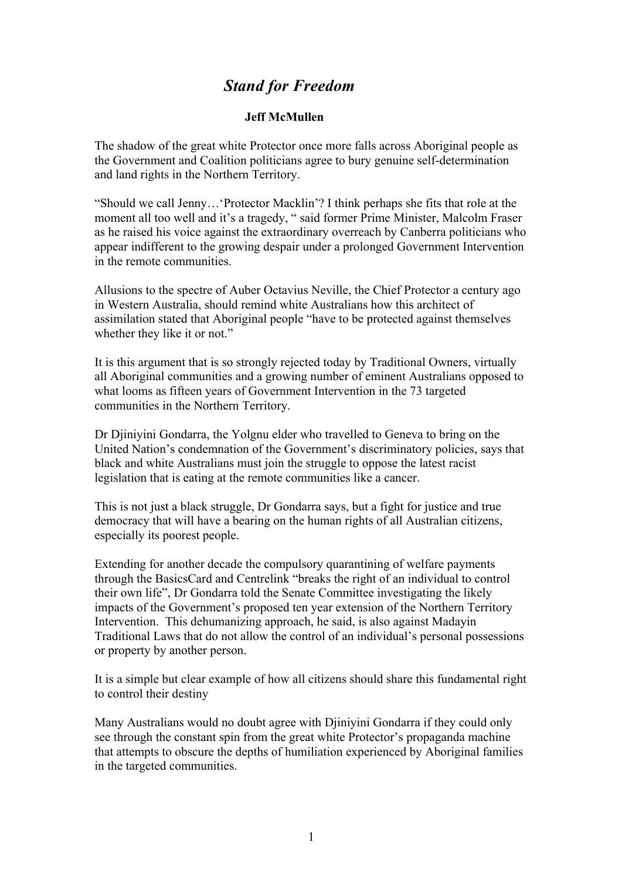# *Stand for Freedom*

**Jeff McMullen**

The shadow of the great white Protector once more falls across Aboriginal people as the Government and Coalition politicians agree to bury genuine self-determination and land rights in the Northern Territory.

"Should we call Jenny…'Protector Macklin'? I think perhaps she fits that role at the moment all too well and it's a tragedy, " said former Prime Minister, Malcolm Fraser as he raised his voice against the extraordinary overreach by Canberra politicians who appear indifferent to the growing despair under a prolonged Government Intervention in the remote communities.

Allusions to the spectre of Auber Octavius Neville, the Chief Protector a century ago in Western Australia, should remind white Australians how this architect of assimilation stated that Aboriginal people "have to be protected against themselves whether they like it or not."

It is this argument that is so strongly rejected today by Traditional Owners, virtually all Aboriginal communities and a growing number of eminent Australians opposed to what looms as fifteen years of Government Intervention in the 73 targeted communities in the Northern Territory.

Dr Djiniyini Gondarra, the Yolgnu elder who travelled to Geneva to bring on the United Nation's condemnation of the Government's discriminatory policies, says that black and white Australians must join the struggle to oppose the latest racist legislation that is eating at the remote communities like a cancer.

This is not just a black struggle, Dr Gondarra says, but a fight for justice and true democracy that will have a bearing on the human rights of all Australian citizens, especially its poorest people.

Extending for another decade the compulsory quarantining of welfare payments through the BasicsCard and Centrelink "breaks the right of an individual to control their own life", Dr Gondarra told the Senate Committee investigating the likely impacts of the Government's proposed ten year extension of the Northern Territory Intervention. This dehumanizing approach, he said, is also against Madayin Traditional Laws that do not allow the control of an individual's personal possessions or property by another person.

It is a simple but clear example of how all citizens should share this fundamental right to control their destiny

Many Australians would no doubt agree with Djiniyini Gondarra if they could only see through the constant spin from the great white Protector's propaganda machine that attempts to obscure the depths of humiliation experienced by Aboriginal families in the targeted communities.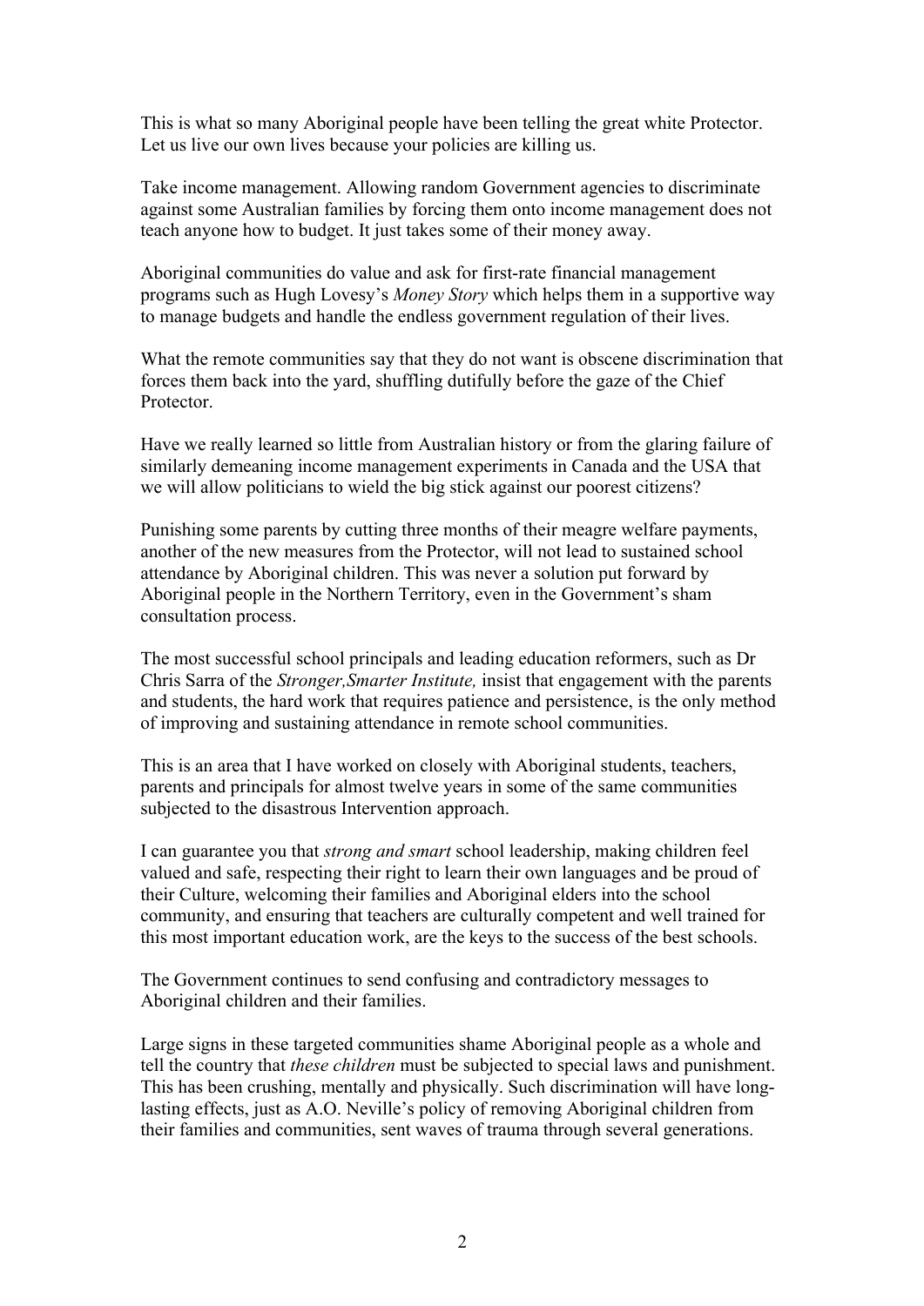This is what so many Aboriginal people have been telling the great white Protector. Let us live our own lives because your policies are killing us.

Take income management. Allowing random Government agencies to discriminate against some Australian families by forcing them onto income management does not teach anyone how to budget. It just takes some of their money away.

Aboriginal communities do value and ask for first-rate financial management programs such as Hugh Lovesy's *Money Story* which helps them in a supportive way to manage budgets and handle the endless government regulation of their lives.

What the remote communities say that they do not want is obscene discrimination that forces them back into the yard, shuffling dutifully before the gaze of the Chief Protector.

Have we really learned so little from Australian history or from the glaring failure of similarly demeaning income management experiments in Canada and the USA that we will allow politicians to wield the big stick against our poorest citizens?

Punishing some parents by cutting three months of their meagre welfare payments, another of the new measures from the Protector, will not lead to sustained school attendance by Aboriginal children. This was never a solution put forward by Aboriginal people in the Northern Territory, even in the Government's sham consultation process.

The most successful school principals and leading education reformers, such as Dr Chris Sarra of the *Stronger,Smarter Institute,* insist that engagement with the parents and students, the hard work that requires patience and persistence, is the only method of improving and sustaining attendance in remote school communities.

This is an area that I have worked on closely with Aboriginal students, teachers, parents and principals for almost twelve years in some of the same communities subjected to the disastrous Intervention approach.

I can guarantee you that *strong and smart* school leadership, making children feel valued and safe, respecting their right to learn their own languages and be proud of their Culture, welcoming their families and Aboriginal elders into the school community, and ensuring that teachers are culturally competent and well trained for this most important education work, are the keys to the success of the best schools.

The Government continues to send confusing and contradictory messages to Aboriginal children and their families.

Large signs in these targeted communities shame Aboriginal people as a whole and tell the country that *these children* must be subjected to special laws and punishment. This has been crushing, mentally and physically. Such discrimination will have long-lasting effects, just as A.O. Neville's policy of removing Aboriginal children from their families and communities, sent waves of trauma through several generations.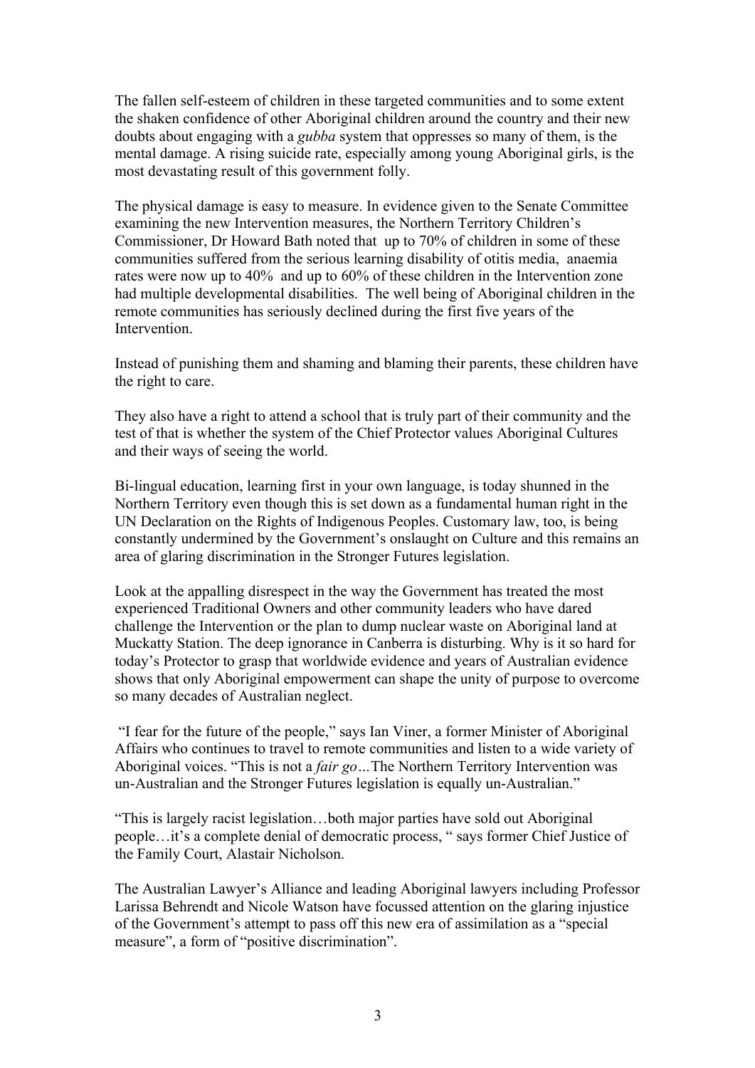The fallen self-esteem of children in these targeted communities and to some extent the shaken confidence of other Aboriginal children around the country and their new doubts about engaging with a *gubba* system that oppresses so many of them, is the mental damage. A rising suicide rate, especially among young Aboriginal girls, is the most devastating result of this government folly.

The physical damage is easy to measure. In evidence given to the Senate Committee examining the new Intervention measures, the Northern Territory Children's Commissioner, Dr Howard Bath noted that up to 70% of children in some of these communities suffered from the serious learning disability of otitis media, anaemia rates were now up to 40% and up to 60% of these children in the Intervention zone had multiple developmental disabilities. The well being of Aboriginal children in the remote communities has seriously declined during the first five years of the Intervention.

Instead of punishing them and shaming and blaming their parents, these children have the right to care.

They also have a right to attend a school that is truly part of their community and the test of that is whether the system of the Chief Protector values Aboriginal Cultures and their ways of seeing the world.

Bi-lingual education, learning first in your own language, is today shunned in the Northern Territory even though this is set down as a fundamental human right in the UN Declaration on the Rights of Indigenous Peoples. Customary law, too, is being constantly undermined by the Government's onslaught on Culture and this remains an area of glaring discrimination in the Stronger Futures legislation.

Look at the appalling disrespect in the way the Government has treated the most experienced Traditional Owners and other community leaders who have dared challenge the Intervention or the plan to dump nuclear waste on Aboriginal land at Muckatty Station. The deep ignorance in Canberra is disturbing. Why is it so hard for today's Protector to grasp that worldwide evidence and years of Australian evidence shows that only Aboriginal empowerment can shape the unity of purpose to overcome so many decades of Australian neglect.

"I fear for the future of the people," says Ian Viner, a former Minister of Aboriginal Affairs who continues to travel to remote communities and listen to a wide variety of Aboriginal voices. "This is not a *fair go*…The Northern Territory Intervention was un-Australian and the Stronger Futures legislation is equally un-Australian."

"This is largely racist legislation…both major parties have sold out Aboriginal people…it's a complete denial of democratic process, " says former Chief Justice of the Family Court, Alastair Nicholson.

The Australian Lawyer's Alliance and leading Aboriginal lawyers including Professor Larissa Behrendt and Nicole Watson have focussed attention on the glaring injustice of the Government's attempt to pass off this new era of assimilation as a "special measure", a form of "positive discrimination".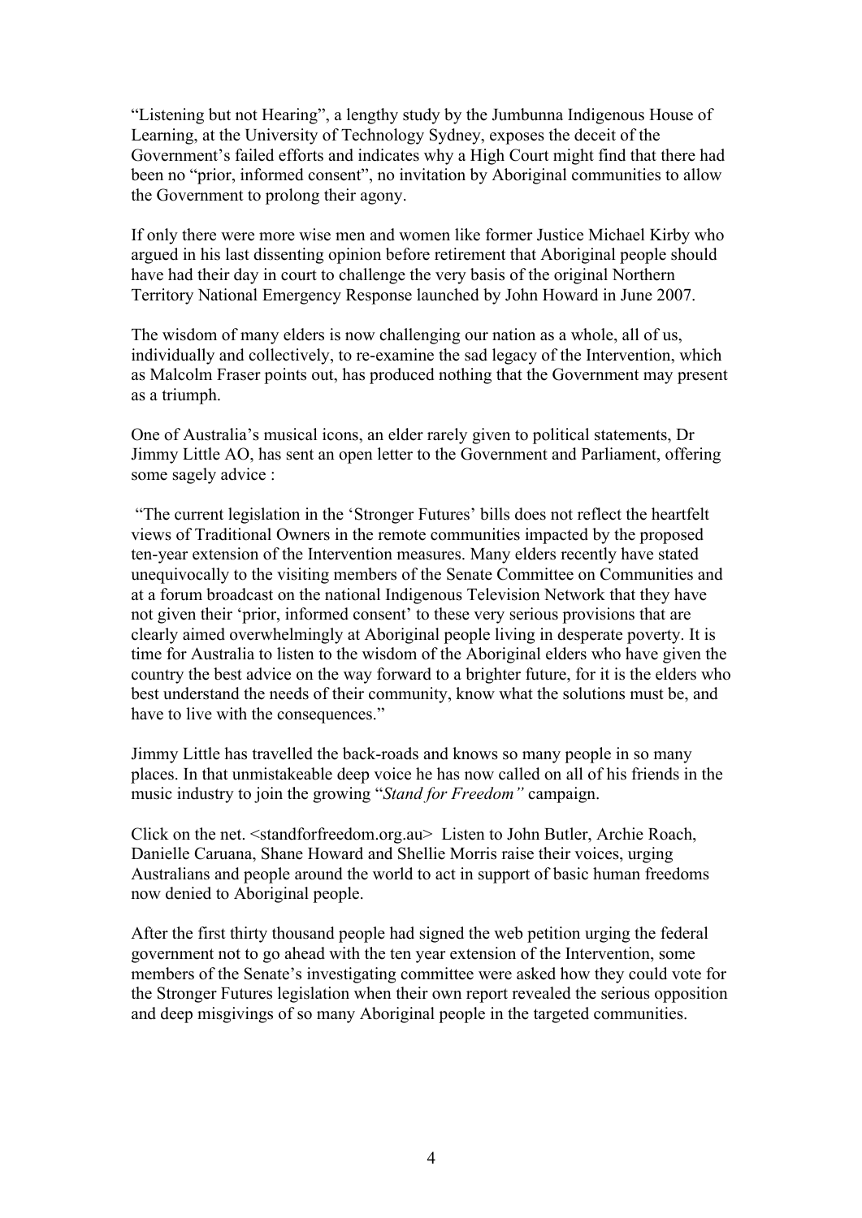"Listening but not Hearing", a lengthy study by the Jumbunna Indigenous House of Learning, at the University of Technology Sydney, exposes the deceit of the Government's failed efforts and indicates why a High Court might find that there had been no "prior, informed consent", no invitation by Aboriginal communities to allow the Government to prolong their agony.

If only there were more wise men and women like former Justice Michael Kirby who argued in his last dissenting opinion before retirement that Aboriginal people should have had their day in court to challenge the very basis of the original Northern Territory National Emergency Response launched by John Howard in June 2007.

The wisdom of many elders is now challenging our nation as a whole, all of us, individually and collectively, to re-examine the sad legacy of the Intervention, which as Malcolm Fraser points out, has produced nothing that the Government may present as a triumph.

One of Australia's musical icons, an elder rarely given to political statements, Dr Jimmy Little AO, has sent an open letter to the Government and Parliament, offering some sagely advice :

"The current legislation in the 'Stronger Futures' bills does not reflect the heartfelt views of Traditional Owners in the remote communities impacted by the proposed ten-year extension of the Intervention measures. Many elders recently have stated unequivocally to the visiting members of the Senate Committee on Communities and at a forum broadcast on the national Indigenous Television Network that they have not given their 'prior, informed consent' to these very serious provisions that are clearly aimed overwhelmingly at Aboriginal people living in desperate poverty. It is time for Australia to listen to the wisdom of the Aboriginal elders who have given the country the best advice on the way forward to a brighter future, for it is the elders who best understand the needs of their community, know what the solutions must be, and have to live with the consequences."

Jimmy Little has travelled the back-roads and knows so many people in so many places. In that unmistakeable deep voice he has now called on all of his friends in the music industry to join the growing "*Stand for Freedom"* campaign.

Click on the net. <standforfreedom.org.au> Listen to John Butler, Archie Roach, Danielle Caruana, Shane Howard and Shellie Morris raise their voices, urging Australians and people around the world to act in support of basic human freedoms now denied to Aboriginal people.

After the first thirty thousand people had signed the web petition urging the federal government not to go ahead with the ten year extension of the Intervention, some members of the Senate's investigating committee were asked how they could vote for the Stronger Futures legislation when their own report revealed the serious opposition and deep misgivings of so many Aboriginal people in the targeted communities.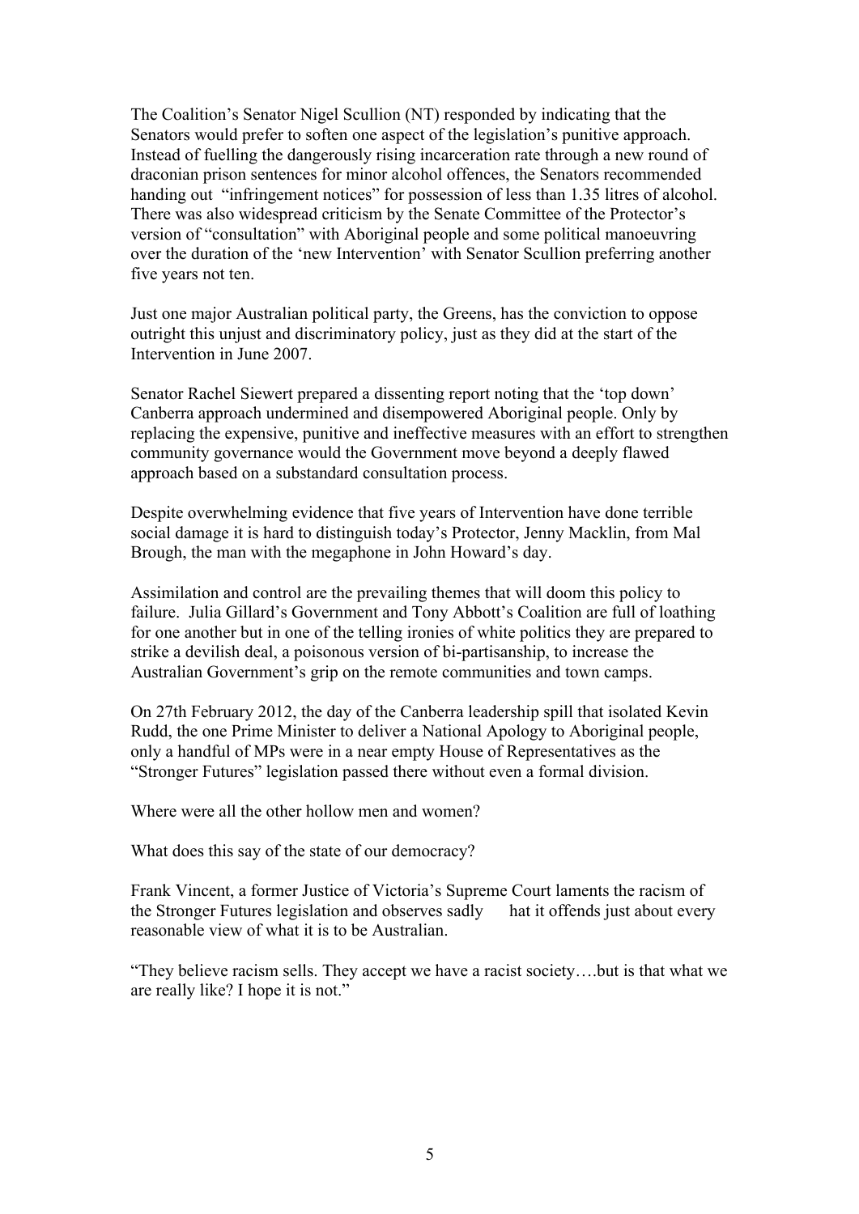The Coalition's Senator Nigel Scullion (NT) responded by indicating that the Senators would prefer to soften one aspect of the legislation's punitive approach. Instead of fuelling the dangerously rising incarceration rate through a new round of draconian prison sentences for minor alcohol offences, the Senators recommended handing out "infringement notices" for possession of less than 1.35 litres of alcohol. There was also widespread criticism by the Senate Committee of the Protector's version of "consultation" with Aboriginal people and some political manoeuvring over the duration of the 'new Intervention' with Senator Scullion preferring another five years not ten.

Just one major Australian political party, the Greens, has the conviction to oppose outright this unjust and discriminatory policy, just as they did at the start of the Intervention in June 2007.

Senator Rachel Siewert prepared a dissenting report noting that the 'top down' Canberra approach undermined and disempowered Aboriginal people. Only by replacing the expensive, punitive and ineffective measures with an effort to strengthen community governance would the Government move beyond a deeply flawed approach based on a substandard consultation process.

Despite overwhelming evidence that five years of Intervention have done terrible social damage it is hard to distinguish today's Protector, Jenny Macklin, from Mal Brough, the man with the megaphone in John Howard's day.

Assimilation and control are the prevailing themes that will doom this policy to failure. Julia Gillard's Government and Tony Abbott's Coalition are full of loathing for one another but in one of the telling ironies of white politics they are prepared to strike a devilish deal, a poisonous version of bi-partisanship, to increase the Australian Government's grip on the remote communities and town camps.

On 27th February 2012, the day of the Canberra leadership spill that isolated Kevin Rudd, the one Prime Minister to deliver a National Apology to Aboriginal people, only a handful of MPs were in a near empty House of Representatives as the "Stronger Futures" legislation passed there without even a formal division.

Where were all the other hollow men and women?

What does this say of the state of our democracy?

Frank Vincent, a former Justice of Victoria's Supreme Court laments the racism of the Stronger Futures legislation and observes sadly hat it offends just about every reasonable view of what it is to be Australian.

"They believe racism sells. They accept we have a racist society….but is that what we are really like? I hope it is not."